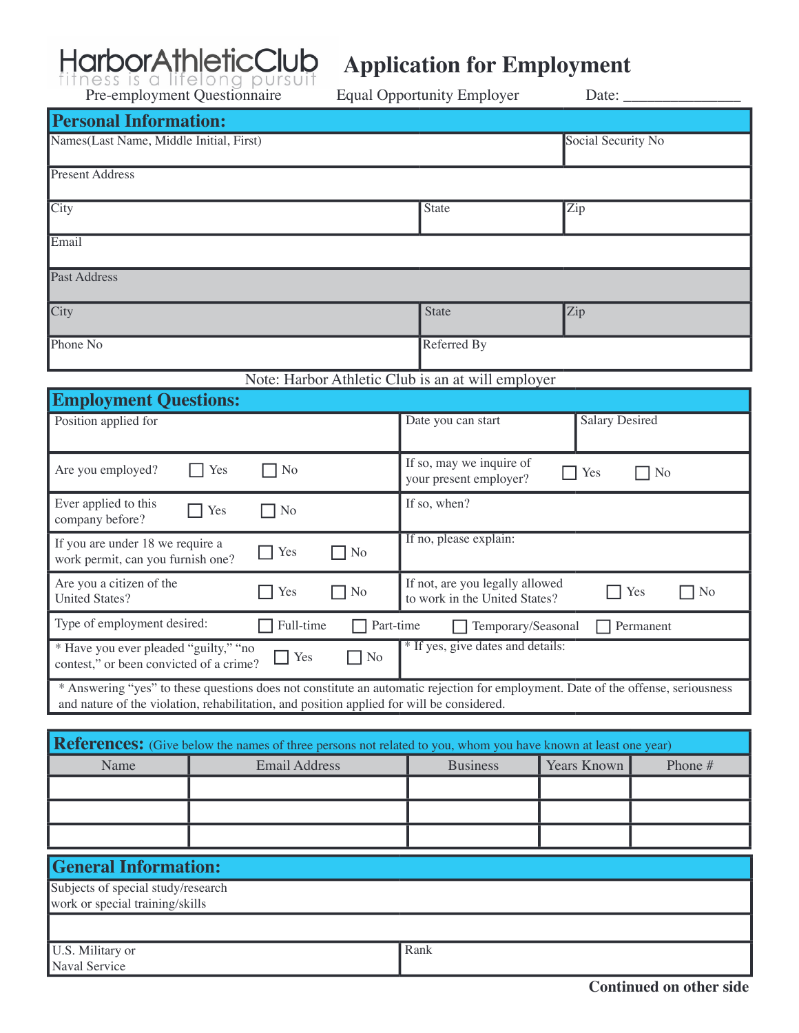# HarborAthleticClub

fitness is a lifelong pursuit

Pre-employment Questionnaire

# Application for Employment

Equal Opportunity Employer

Date: _______________

## Personal Information:

| Names(Last Name, Middle Initial, First) | | Social Security No |
|---|---|---|
| Present Address | | |
| City | State | Zip |
| Email | | |
| Past Address | | |
| City | State | Zip |
| Phone No | Referred By | |

Note: Harbor Athletic Club is an at will employer

## Employment Questions:

| Position applied for | Date you can start | Salary Desired |
|---|---|---|
| Are you employed? ☐ Yes ☐ No | If so, may we inquire of your present employer? ☐ Yes ☐ No | |
| Ever applied to this company before? ☐ Yes ☐ No | If so, when? | |
| If you are under 18 we require a work permit, can you furnish one? ☐ Yes ☐ No | If no, please explain: | |
| Are you a citizen of the United States? ☐ Yes ☐ No | If not, are you legally allowed to work in the United States? ☐ Yes ☐ No | |

Type of employment desired: ☐ Full-time ☐ Part-time ☐ Temporary/Seasonal ☐ Permanent

| * Have you ever pleaded "guilty," "no contest," or been convicted of a crime? ☐ Yes ☐ No | * If yes, give dates and details: |
|---|---|

* Answering "yes" to these questions does not constitute an automatic rejection for employment. Date of the offense, seriousness and nature of the violation, rehabilitation, and position applied for will be considered.

## References: (Give below the names of three persons not related to you, whom you have known at least one year)

| Name | Email Address | Business | Years Known | Phone # |
|---|---|---|---|---|
| | | | | |
| | | | | |
| | | | | |

## General Information:

| Subjects of special study/research work or special training/skills | |
|---|---|
| | |
| U.S. Military or Naval Service | Rank |

**Continued on other side**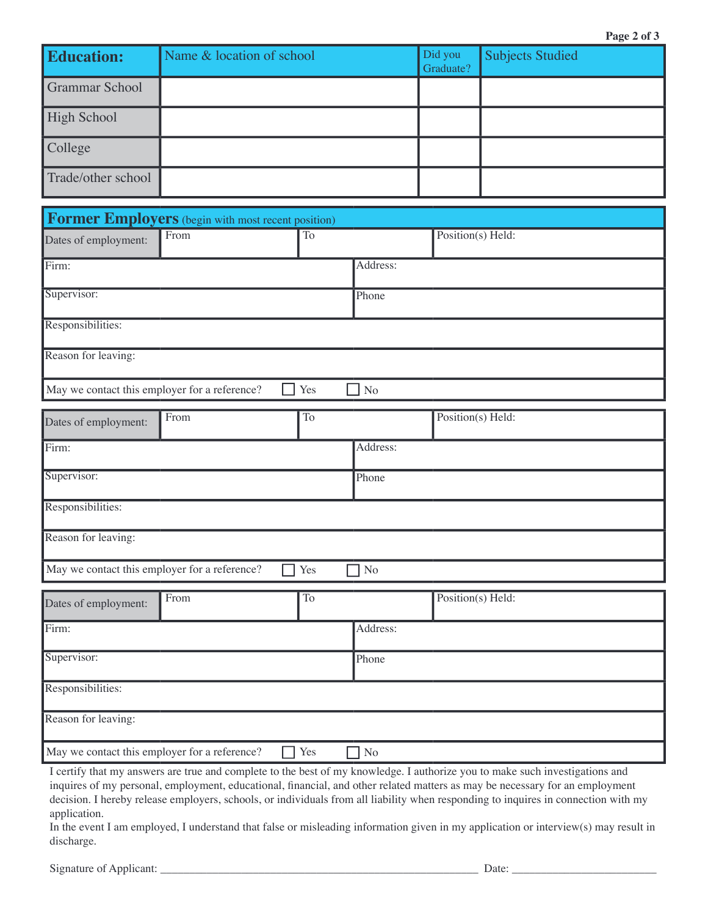| **Education:** | Name & location of school | Did you Graduate? | Subjects Studied |
| --- | --- | --- | --- |
| Grammar School | | | |
| High School | | | |
| College | | | |
| Trade/other school | | | |

## Former Employers (begin with most recent position)

| Dates of employment: | From | To | Position(s) Held: |
| --- | --- | --- | --- |
| Firm: | | Address: | |
| Supervisor: | | Phone | |
| Responsibilities: | | | |
| Reason for leaving: | | | |
| May we contact this employer for a reference? | ☐ Yes | ☐ No | |

| Dates of employment: | From | To | Position(s) Held: |
| --- | --- | --- | --- |
| Firm: | | Address: | |
| Supervisor: | | Phone | |
| Responsibilities: | | | |
| Reason for leaving: | | | |
| May we contact this employer for a reference? | ☐ Yes | ☐ No | |

| Dates of employment: | From | To | Position(s) Held: |
| --- | --- | --- | --- |
| Firm: | | Address: | |
| Supervisor: | | Phone | |
| Responsibilities: | | | |
| Reason for leaving: | | | |
| May we contact this employer for a reference? | ☐ Yes | ☐ No | |

I certify that my answers are true and complete to the best of my knowledge. I authorize you to make such investigations and inquires of my personal, employment, educational, financial, and other related matters as may be necessary for an employment decision. I hereby release employers, schools, or individuals from all liability when responding to inquires in connection with my application.

In the event I am employed, I understand that false or misleading information given in my application or interview(s) may result in discharge.

Signature of Applicant: ________________________________________ Date: ____________________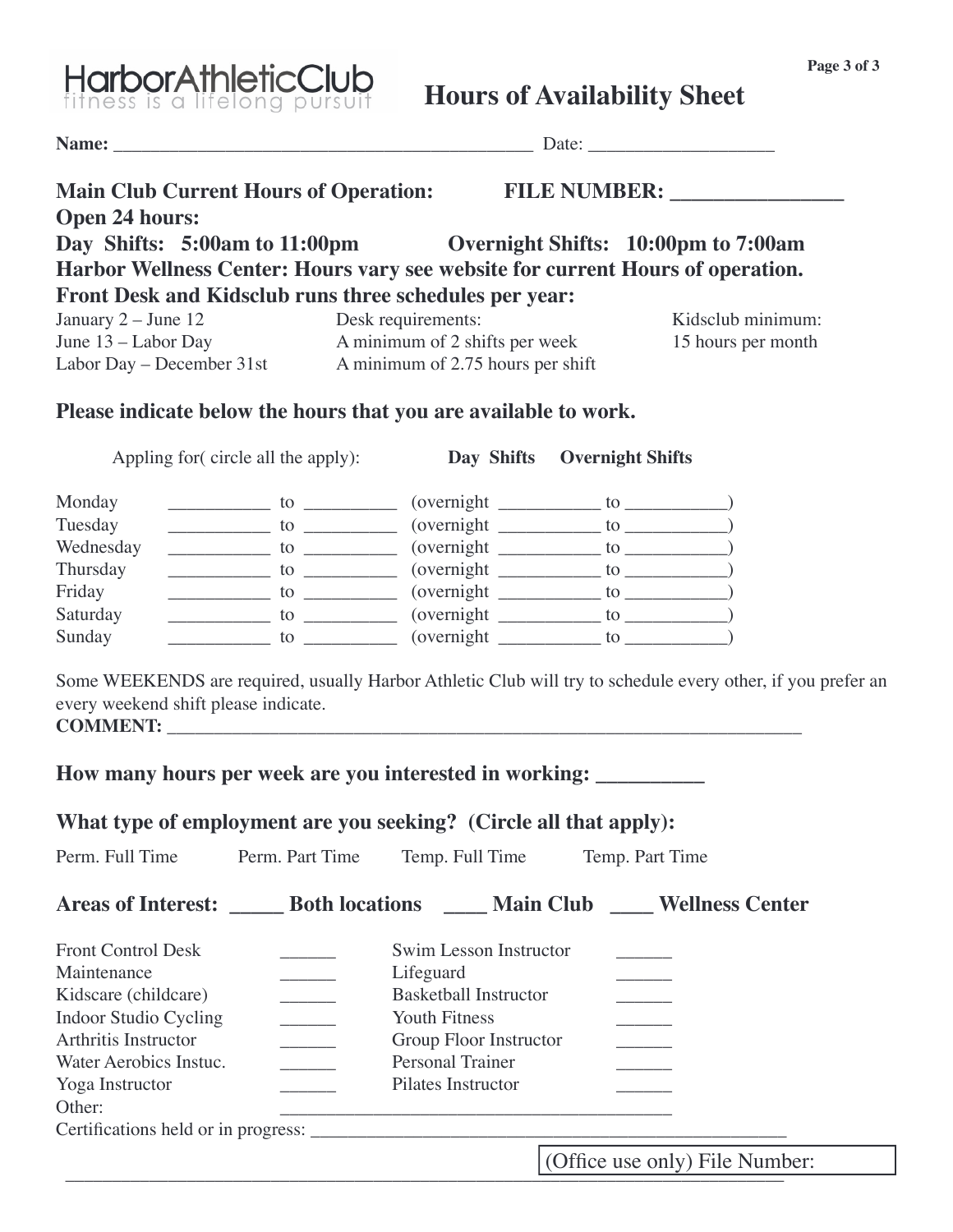HarborAthleticClub
fitness is a lifelong pursuit

# Hours of Availability Sheet

**Name:** ______________________________________________ Date: ____________________

**Main Club Current Hours of Operation:** **FILE NUMBER:** ________________

**Open 24 hours:**

**Day Shifts: 5:00am to 11:00pm** **Overnight Shifts: 10:00pm to 7:00am**

**Harbor Wellness Center: Hours vary see website for current Hours of operation.**

**Front Desk and Kidsclub runs three schedules per year:**

| | | |
|---|---|---|
| January 2 – June 12 | Desk requirements: | Kidsclub minimum: |
| June 13 – Labor Day | A minimum of 2 shifts per week | 15 hours per month |
| Labor Day – December 31st | A minimum of 2.75 hours per shift | |

### Please indicate below the hours that you are available to work.

Appling for( circle all the apply): **Day Shifts** **Overnight Shifts**

| | | | | |
|---|---|---|---|---|
| Monday | ___________ to __________ | (overnight ___________ to ___________) | | |
| Tuesday | ___________ to __________ | (overnight ___________ to ___________) | | |
| Wednesday | ___________ to __________ | (overnight ___________ to ___________) | | |
| Thursday | ___________ to __________ | (overnight ___________ to ___________) | | |
| Friday | ___________ to __________ | (overnight ___________ to ___________) | | |
| Saturday | ___________ to __________ | (overnight ___________ to ___________) | | |
| Sunday | ___________ to __________ | (overnight ___________ to ___________) | | |

Some WEEKENDS are required, usually Harbor Athletic Club will try to schedule every other, if you prefer an every weekend shift please indicate.

**COMMENT:** ______________________________________________________________________

### How many hours per week are you interested in working: __________

### What type of employment are you seeking? (Circle all that apply):

Perm. Full Time   Perm. Part Time   Temp. Full Time   Temp. Part Time

### Areas of Interest: _____ Both locations ____ Main Club ____ Wellness Center

| | | | |
|---|---|---|---|
| Front Control Desk | ______ | Swim Lesson Instructor | ______ |
| Maintenance | ______ | Lifeguard | ______ |
| Kidscare (childcare) | ______ | Basketball Instructor | ______ |
| Indoor Studio Cycling | ______ | Youth Fitness | ______ |
| Arthritis Instructor | ______ | Group Floor Instructor | ______ |
| Water Aerobics Instuc. | ______ | Personal Trainer | ______ |
| Yoga Instructor | ______ | Pilates Instructor | ______ |

Other: __________________________________________

Certifications held or in progress: ____________________________________________________

(Office use only) File Number: